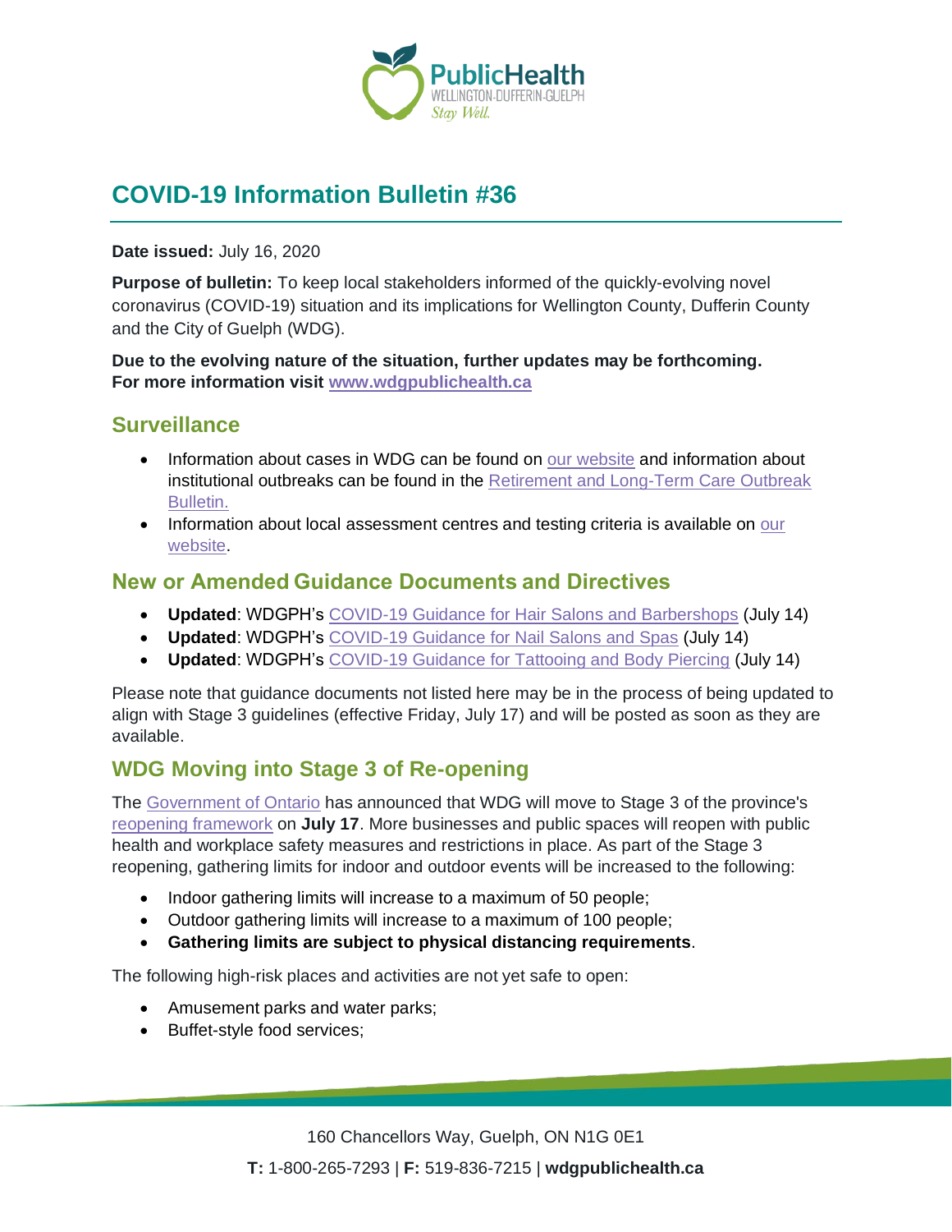# COVID-19 Information Bulletin #36

**Date issued:** July 16, 2020

**Purpose of bulletin:** To keep local stakeholders informed of the quickly-evolving novel coronavirus (COVID-19) situation and its implications for Wellington County, Dufferin County and the City of Guelph (WDG).

**Due to the evolving nature of the situation, further updates may be forthcoming. For more information visit www.wdgpublichealth.ca**

## Surveillance

- Information about cases in WDG can be found on our website and information about institutional outbreaks can be found in the Retirement and Long-Term Care Outbreak Bulletin.
- Information about local assessment centres and testing criteria is available on our website.

## New or Amended Guidance Documents and Directives

- **Updated**: WDGPH's COVID-19 Guidance for Hair Salons and Barbershops (July 14)
- **Updated**: WDGPH's COVID-19 Guidance for Nail Salons and Spas (July 14)
- **Updated**: WDGPH's COVID-19 Guidance for Tattooing and Body Piercing (July 14)

Please note that guidance documents not listed here may be in the process of being updated to align with Stage 3 guidelines (effective Friday, July 17) and will be posted as soon as they are available.

## WDG Moving into Stage 3 of Re-opening

The Government of Ontario has announced that WDG will move to Stage 3 of the province's reopening framework on **July 17**. More businesses and public spaces will reopen with public health and workplace safety measures and restrictions in place. As part of the Stage 3 reopening, gathering limits for indoor and outdoor events will be increased to the following:

- Indoor gathering limits will increase to a maximum of 50 people;
- Outdoor gathering limits will increase to a maximum of 100 people;
- **Gathering limits are subject to physical distancing requirements**.

The following high-risk places and activities are not yet safe to open:

- Amusement parks and water parks;
- Buffet-style food services;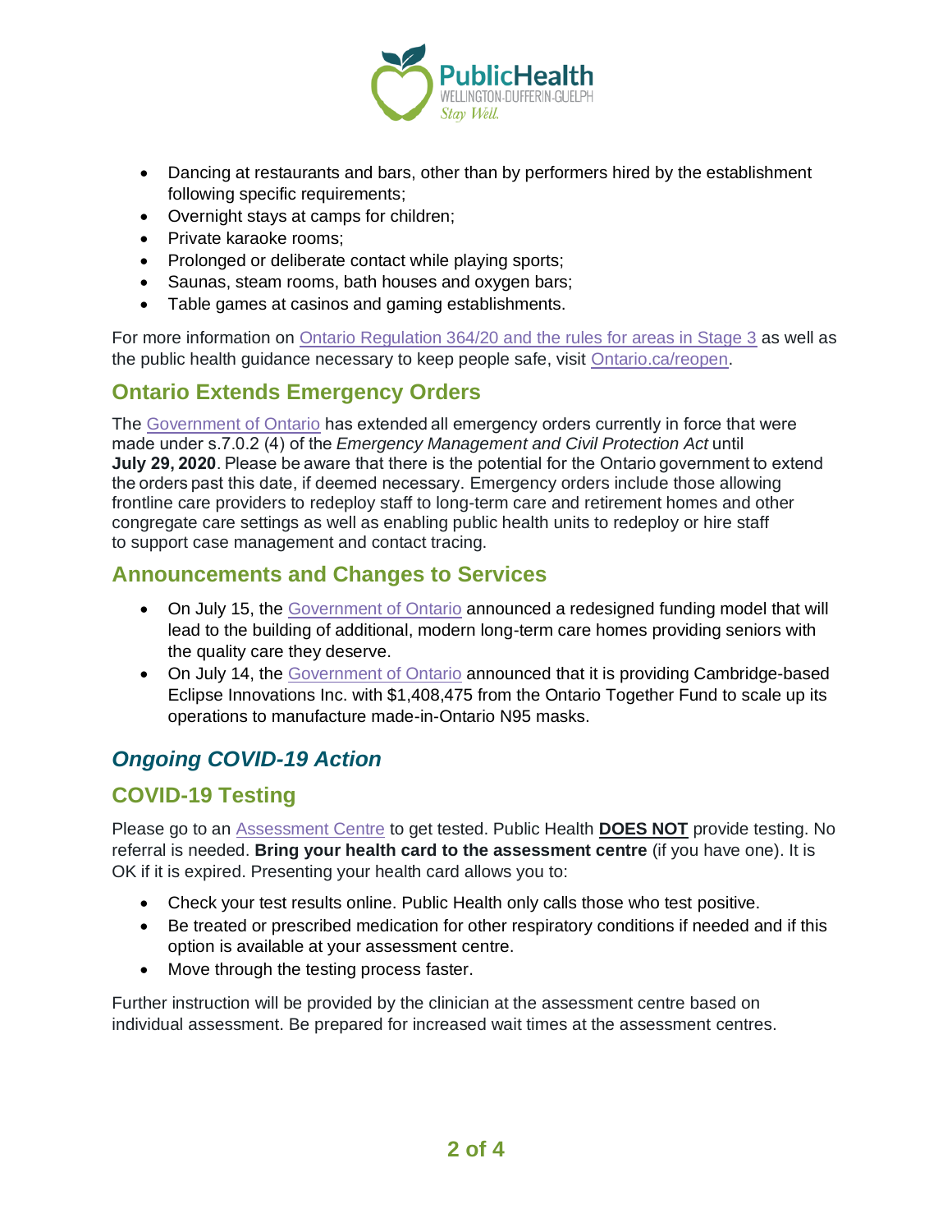- Dancing at restaurants and bars, other than by performers hired by the establishment following specific requirements;
- Overnight stays at camps for children;
- Private karaoke rooms;
- Prolonged or deliberate contact while playing sports;
- Saunas, steam rooms, bath houses and oxygen bars;
- Table games at casinos and gaming establishments.

For more information on Ontario Regulation 364/20 and the rules for areas in Stage 3 as well as the public health guidance necessary to keep people safe, visit Ontario.ca/reopen.

## Ontario Extends Emergency Orders

The Government of Ontario has extended all emergency orders currently in force that were made under s.7.0.2 (4) of the *Emergency Management and Civil Protection Act* until **July 29, 2020**. Please be aware that there is the potential for the Ontario government to extend the orders past this date, if deemed necessary. Emergency orders include those allowing frontline care providers to redeploy staff to long-term care and retirement homes and other congregate care settings as well as enabling public health units to redeploy or hire staff to support case management and contact tracing.

## Announcements and Changes to Services

- On July 15, the Government of Ontario announced a redesigned funding model that will lead to the building of additional, modern long-term care homes providing seniors with the quality care they deserve.
- On July 14, the Government of Ontario announced that it is providing Cambridge-based Eclipse Innovations Inc. with $1,408,475 from the Ontario Together Fund to scale up its operations to manufacture made-in-Ontario N95 masks.

# *Ongoing COVID-19 Action*

## COVID-19 Testing

Please go to an Assessment Centre to get tested. Public Health **DOES NOT** provide testing. No referral is needed. **Bring your health card to the assessment centre** (if you have one). It is OK if it is expired. Presenting your health card allows you to:

- Check your test results online. Public Health only calls those who test positive.
- Be treated or prescribed medication for other respiratory conditions if needed and if this option is available at your assessment centre.
- Move through the testing process faster.

Further instruction will be provided by the clinician at the assessment centre based on individual assessment. Be prepared for increased wait times at the assessment centres.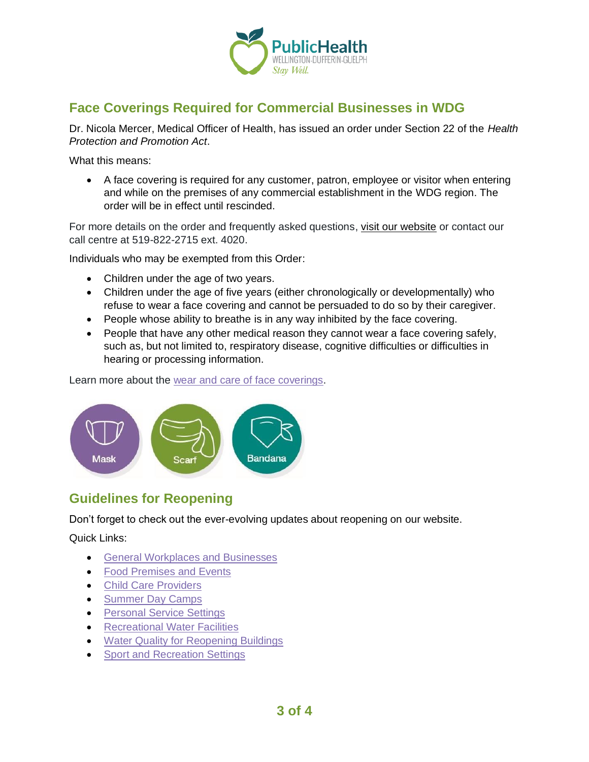## Face Coverings Required for Commercial Businesses in WDG

Dr. Nicola Mercer, Medical Officer of Health, has issued an order under Section 22 of the *Health Protection and Promotion Act*.

What this means:

- A face covering is required for any customer, patron, employee or visitor when entering and while on the premises of any commercial establishment in the WDG region. The order will be in effect until rescinded.

For more details on the order and frequently asked questions, visit our website or contact our call centre at 519-822-2715 ext. 4020.

Individuals who may be exempted from this Order:

- Children under the age of two years.
- Children under the age of five years (either chronologically or developmentally) who refuse to wear a face covering and cannot be persuaded to do so by their caregiver.
- People whose ability to breathe is in any way inhibited by the face covering.
- People that have any other medical reason they cannot wear a face covering safely, such as, but not limited to, respiratory disease, cognitive difficulties or difficulties in hearing or processing information.

Learn more about the wear and care of face coverings.

Mask | Scarf | Bandana

## Guidelines for Reopening

Don't forget to check out the ever-evolving updates about reopening on our website.

Quick Links:

- General Workplaces and Businesses
- Food Premises and Events
- Child Care Providers
- Summer Day Camps
- Personal Service Settings
- Recreational Water Facilities
- Water Quality for Reopening Buildings
- Sport and Recreation Settings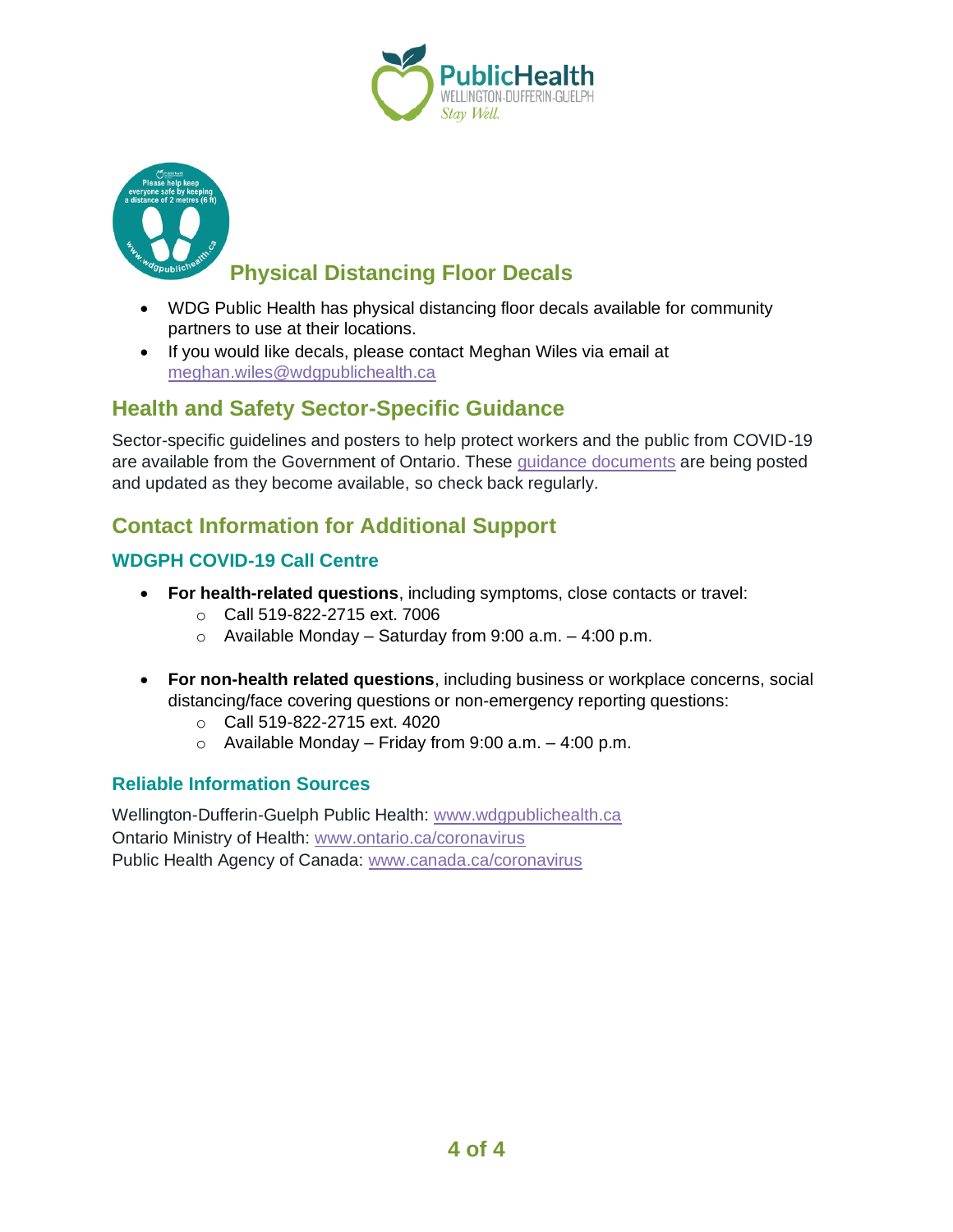## Physical Distancing Floor Decals

- WDG Public Health has physical distancing floor decals available for community partners to use at their locations.
- If you would like decals, please contact Meghan Wiles via email at meghan.wiles@wdgpublichealth.ca

## Health and Safety Sector-Specific Guidance

Sector-specific guidelines and posters to help protect workers and the public from COVID-19 are available from the Government of Ontario. These guidance documents are being posted and updated as they become available, so check back regularly.

## Contact Information for Additional Support

### WDGPH COVID-19 Call Centre

- **For health-related questions**, including symptoms, close contacts or travel:
  - Call 519-822-2715 ext. 7006
  - Available Monday – Saturday from 9:00 a.m. – 4:00 p.m.

- **For non-health related questions**, including business or workplace concerns, social distancing/face covering questions or non-emergency reporting questions:
  - Call 519-822-2715 ext. 4020
  - Available Monday – Friday from 9:00 a.m. – 4:00 p.m.

### Reliable Information Sources

Wellington-Dufferin-Guelph Public Health: www.wdgpublichealth.ca
Ontario Ministry of Health: www.ontario.ca/coronavirus
Public Health Agency of Canada: www.canada.ca/coronavirus